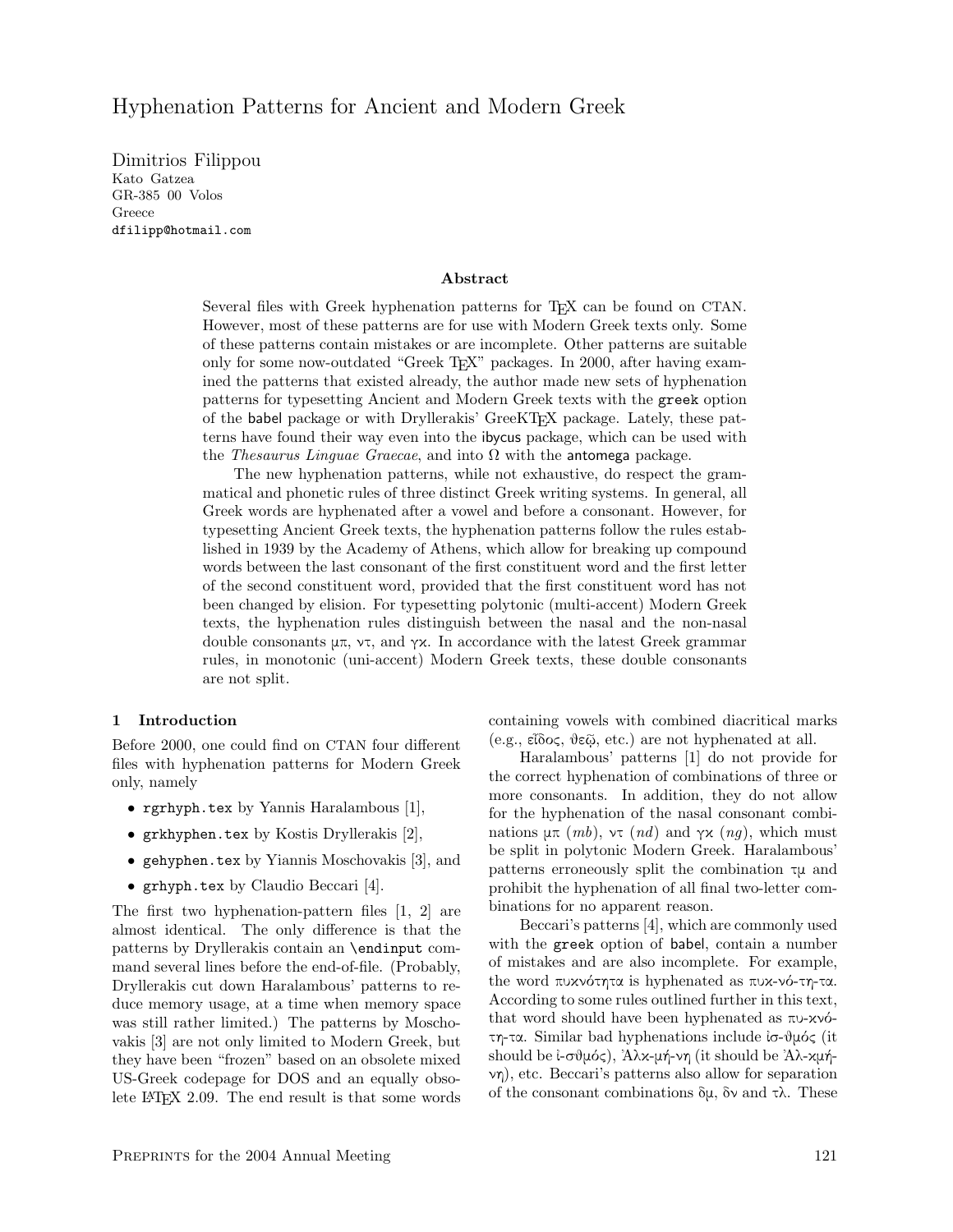# Hyphenation Patterns for Ancient and Modern Greek

Dimitrios Filippou
Kato Gatzea
GR-385 00 Volos
Greece
dfilipp@hotmail.com

## Abstract

Several files with Greek hyphenation patterns for TeX can be found on CTAN. However, most of these patterns are for use with Modern Greek texts only. Some of these patterns contain mistakes or are incomplete. Other patterns are suitable only for some now-outdated "Greek TeX" packages. In 2000, after having examined the patterns that existed already, the author made new sets of hyphenation patterns for typesetting Ancient and Modern Greek texts with the greek option of the babel package or with Drylerakis' GreeKTeX package. Lately, these patterns have found their way even into the ibycus package, which can be used with the *Thesaurus Linguae Graecae*, and into Ω with the antomega package.

The new hyphenation patterns, while not exhaustive, do respect the grammatical and phonetic rules of three distinct Greek writing systems. In general, all Greek words are hyphenated after a vowel and before a consonant. However, for typesetting Ancient Greek texts, the hyphenation patterns follow the rules established in 1939 by the Academy of Athens, which allow for breaking up compound words between the last consonant of the first constituent word and the first letter of the second constituent word, provided that the first constituent word has not been changed by elision. For typesetting polytonic (multi-accent) Modern Greek texts, the hyphenation rules distinguish between the nasal and the non-nasal double consonants μπ, ντ, and γκ. In accordance with the latest Greek grammar rules, in monotonic (uni-accent) Modern Greek texts, these double consonants are not split.

## 1 Introduction

Before 2000, one could find on CTAN four different files with hyphenation patterns for Modern Greek only, namely

- rgrhyph.tex by Yannis Haralambous [1],
- grkhyphen.tex by Kostis Dryllerakis [2],
- gehyphen.tex by Yiannis Moschovakis [3], and
- grhyph.tex by Claudio Beccari [4].

The first two hyphenation-pattern files [1, 2] are almost identical. The only difference is that the patterns by Dryllerakis contain an \endinput command several lines before the end-of-file. (Probably, Dryllerakis cut down Haralambous' patterns to reduce memory usage, at a time when memory space was still rather limited.) The patterns by Moschovakis [3] are not only limited to Modern Greek, but they have been "frozen" based on an obsolete mixed US-Greek codepage for DOS and an equally obsolete LaTeX 2.09. The end result is that some words containing vowels with combined diacritical marks (e.g., εἶδος, ϑεῷ, etc.) are not hyphenated at all.

Haralambous' patterns [1] do not provide for the correct hyphenation of combinations of three or more consonants. In addition, they do not allow for the hyphenation of the nasal consonant combinations μπ (*mb*), ντ (*nd*) and γκ (*ng*), which must be split in polytonic Modern Greek. Haralambous' patterns erroneously split the combination τμ and prohibit the hyphenation of all final two-letter combinations for no apparent reason.

Beccari's patterns [4], which are commonly used with the greek option of babel, contain a number of mistakes and are also incomplete. For example, the word πυκνότητα is hyphenated as πυκ-νό-τη-τα. According to some rules outlined further in this text, that word should have been hyphenated as πυ-κνό-τη-τα. Similar bad hyphenations include ἰσ-ϑμός (it should be ἰ-σϑμός), Ἀλκ-μή-νη (it should be Ἀλ-κμή-νη), etc. Beccari's patterns also allow for separation of the consonant combinations δμ, δν and τλ. These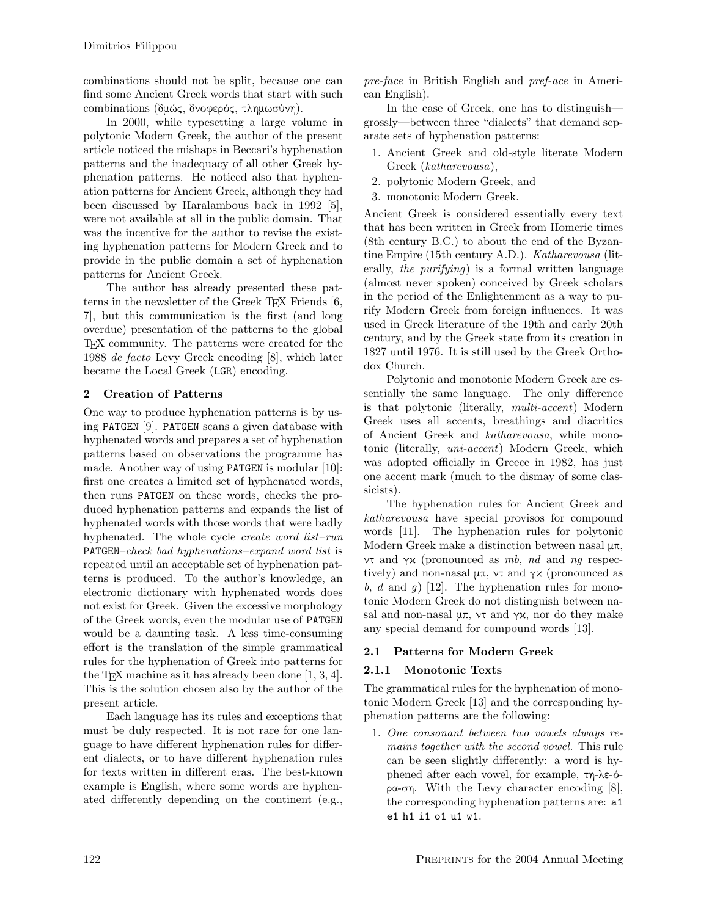combinations should not be split, because one can find some Ancient Greek words that start with such combinations (δμώς, δνοφερός, τλημωσύνη).

In 2000, while typesetting a large volume in polytonic Modern Greek, the author of the present article noticed the mishaps in Beccari's hyphenation patterns and the inadequacy of all other Greek hyphenation patterns. He noticed also that hyphenation patterns for Ancient Greek, although they had been discussed by Haralambous back in 1992 [5], were not available at all in the public domain. That was the incentive for the author to revise the existing hyphenation patterns for Modern Greek and to provide in the public domain a set of hyphenation patterns for Ancient Greek.

The author has already presented these patterns in the newsletter of the Greek TEX Friends [6, 7], but this communication is the first (and long overdue) presentation of the patterns to the global TEX community. The patterns were created for the 1988 *de facto* Levy Greek encoding [8], which later became the Local Greek (`LGR`) encoding.

## 2 Creation of Patterns

One way to produce hyphenation patterns is by using `PATGEN` [9]. `PATGEN` scans a given database with hyphenated words and prepares a set of hyphenation patterns based on observations the programme has made. Another way of using `PATGEN` is modular [10]: first one creates a limited set of hyphenated words, then runs `PATGEN` on these words, checks the produced hyphenation patterns and expands the list of hyphenated words with those words that were badly hyphenated. The whole cycle *create word list–run* `PATGEN`*–check bad hyphenations–expand word list* is repeated until an acceptable set of hyphenation patterns is produced. To the author's knowledge, an electronic dictionary with hyphenated words does not exist for Greek. Given the excessive morphology of the Greek words, even the modular use of `PATGEN` would be a daunting task. A less time-consuming effort is the translation of the simple grammatical rules for the hyphenation of Greek into patterns for the TEX machine as it has already been done [1, 3, 4]. This is the solution chosen also by the author of the present article.

Each language has its rules and exceptions that must be duly respected. It is not rare for one language to have different hyphenation rules for different dialects, or to have different hyphenation rules for texts written in different eras. The best-known example is English, where some words are hyphenated differently depending on the continent (e.g., *pre-face* in British English and *pref-ace* in American English).

In the case of Greek, one has to distinguish—grossly—between three "dialects" that demand separate sets of hyphenation patterns:

1. Ancient Greek and old-style literate Modern Greek (*katharevousa*),
2. polytonic Modern Greek, and
3. monotonic Modern Greek.

Ancient Greek is considered essentially every text that has been written in Greek from Homeric times (8th century B.C.) to about the end of the Byzantine Empire (15th century A.D.). *Katharevousa* (literally, *the purifying*) is a formal written language (almost never spoken) conceived by Greek scholars in the period of the Enlightenment as a way to purify Modern Greek from foreign influences. It was used in Greek literature of the 19th and early 20th century, and by the Greek state from its creation in 1827 until 1976. It is still used by the Greek Orthodox Church.

Polytonic and monotonic Modern Greek are essentially the same language. The only difference is that polytonic (literally, *multi-accent*) Modern Greek uses all accents, breathings and diacritics of Ancient Greek and *katharevousa*, while monotonic (literally, *uni-accent*) Modern Greek, which was adopted officially in Greece in 1982, has just one accent mark (much to the dismay of some classicists).

The hyphenation rules for Ancient Greek and *katharevousa* have special provisos for compound words [11]. The hyphenation rules for polytonic Modern Greek make a distinction between nasal μπ, ντ and γκ (pronounced as *mb*, *nd* and *ng* respectively) and non-nasal μπ, ντ and γκ (pronounced as *b*, *d* and *g*) [12]. The hyphenation rules for monotonic Modern Greek do not distinguish between nasal and non-nasal μπ, ντ and γκ, nor do they make any special demand for compound words [13].

### 2.1 Patterns for Modern Greek

#### 2.1.1 Monotonic Texts

The grammatical rules for the hyphenation of monotonic Modern Greek [13] and the corresponding hyphenation patterns are the following:

1. *One consonant between two vowels always remains together with the second vowel.* This rule can be seen slightly differently: a word is hyphened after each vowel, for example, τη-λε-ό-ρα-ση. With the Levy character encoding [8], the corresponding hyphenation patterns are: `a1 e1 h1 i1 o1 u1 w1`.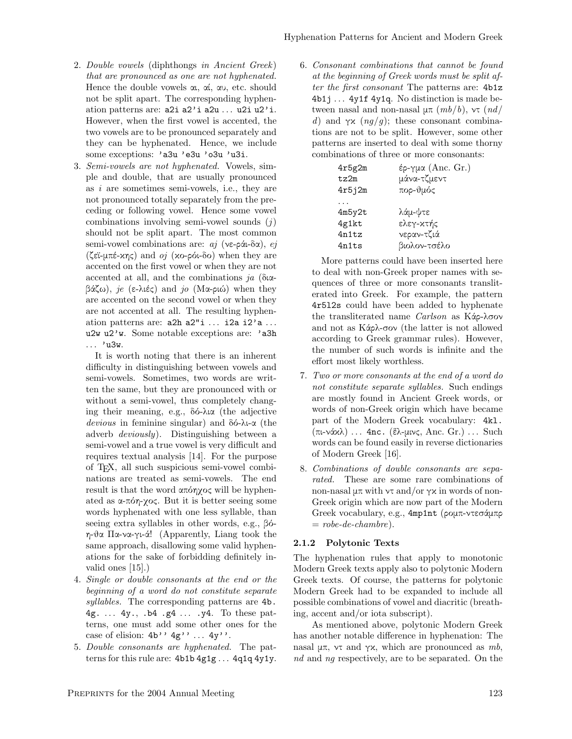2. *Double vowels* (diphthongs *in Ancient Greek*) *that are pronounced as one are not hyphenated.* Hence the double vowels αι, αί, αυ, etc. should not be split apart. The corresponding hyphenation patterns are: `a2i a2'i a2u` ... `u2i u2'i`. However, when the first vowel is accented, the two vowels are to be pronounced separately and they can be hyphenated. Hence, we include some exceptions: `'a3u 'e3u 'o3u 'u3i`.

3. *Semi-vowels are not hyphenated.* Vowels, simple and double, that are usually pronounced as *i* are sometimes semi-vowels, i.e., they are not pronounced totally separately from the preceding or following vowel. Hence some vowel combinations involving semi-vowel sounds (*j*) should not be split apart. The most common semi-vowel combinations are: *aj* (νε-ράι-δα), *ej* (ζεϊ-μπέ-κης) and *oj* (κο-ρόι-δο) when they are accented on the first vowel or when they are not accented at all, and the combinations *ja* (δια-βάζω), *je* (ε-λιές) and *jo* (Μα-ριώ) when they are accented on the second vowel or when they are not accented at all. The resulting hyphenation patterns are: `a2h a2"i` ... `i2a i2'a` ... `u2w u2'w`. Some notable exceptions are: `'a3h` ... `'u3w`.

   It is worth noting that there is an inherent difficulty in distinguishing between vowels and semi-vowels. Sometimes, two words are written the same, but they are pronounced with or without a semi-vowel, thus completely changing their meaning, e.g., δό-λια (the adjective *devious* in feminine singular) and δό-λι-α (the adverb *deviously*). Distinguishing between a semi-vowel and a true vowel is very difficult and requires textual analysis [14]. For the purpose of TEX, all such suspicious semi-vowel combinations are treated as semi-vowels. The end result is that the word απόηχος will be hyphenated as α-πόη-χος. But it is better seeing some words hyphenated with one less syllable, than seeing extra syllables in other words, e.g., βόη-θα Πα-να-γι-ά! (Apparently, Liang took the same approach, disallowing some valid hyphenations for the sake of forbidding definitely invalid ones [15].)

4. *Single or double consonants at the end or the beginning of a word do not constitute separate syllables.* The corresponding patterns are `4b.` `4g.` ... `4y.`, `.b4 .g4` ... `.y4`. To these patterns, one must add some other ones for the case of elision: `4b'' 4g''` ... `4y''`.

5. *Double consonants are hyphenated.* The patterns for this rule are: `4b1b 4g1g` ... `4q1q 4y1y`.

6. *Consonant combinations that cannot be found at the beginning of Greek words must be split after the first consonant* The patterns are: `4b1z 4b1j` ... `4y1f 4y1q`. No distinction is made between nasal and non-nasal μπ (*mb*/*b*), ντ (*nd*/*d*) and γκ (*ng*/*g*); these consonant combinations are not to be split. However, some other patterns are inserted to deal with some thorny combinations of three or more consonants:

| | |
|---|---|
| `4r5g2m` | έρ-γμα (Anc. Gr.) |
| `tz2m` | μάνα-τζμεντ |
| `4r5j2m` | πορ-θμός |
| ... | |
| `4m5y2t` | λάμ-ψτε |
| `4g1kt` | ελεγ-κτής |
| `4n1tz` | νεραν-τζιά |
| `4n1ts` | βιολον-τσέλο |

   More patterns could have been inserted here to deal with non-Greek proper names with sequences of three or more consonants transliterated into Greek. For example, the pattern `4r5l2s` could have been added to hyphenate the transliterated name *Carlson* as Κάρ-λσον and not as Κάρλ-σον (the latter is not allowed according to Greek grammar rules). However, the number of such words is infinite and the effort most likely worthless.

7. *Two or more consonants at the end of a word do not constitute separate syllables.* Such endings are mostly found in Ancient Greek words, or words of non-Greek origin which have became part of the Modern Greek vocabulary: `4kl.` (πι-νάκλ) ... `4nc.` (ἕλ-μινς, Anc. Gr.) ... Such words can be found easily in reverse dictionaries of Modern Greek [16].

8. *Combinations of double consonants are separated.* These are some rare combinations of non-nasal μπ with ντ and/or γκ in words of non-Greek origin which are now part of the Modern Greek vocabulary, e.g., `4mp1nt` (ρομπ-ντεσάμπρ = *robe-de-chambre*).

### 2.1.2 Polytonic Texts

The hyphenation rules that apply to monotonic Modern Greek texts apply also to polytonic Modern Greek texts. Of course, the patterns for polytonic Modern Greek had to be expanded to include all possible combinations of vowel and diacritic (breathing, accent and/or iota subscript).

As mentioned above, polytonic Modern Greek has another notable difference in hyphenation: The nasal μπ, ντ and γκ, which are pronounced as *mb*, *nd* and *ng* respectively, are to be separated. On the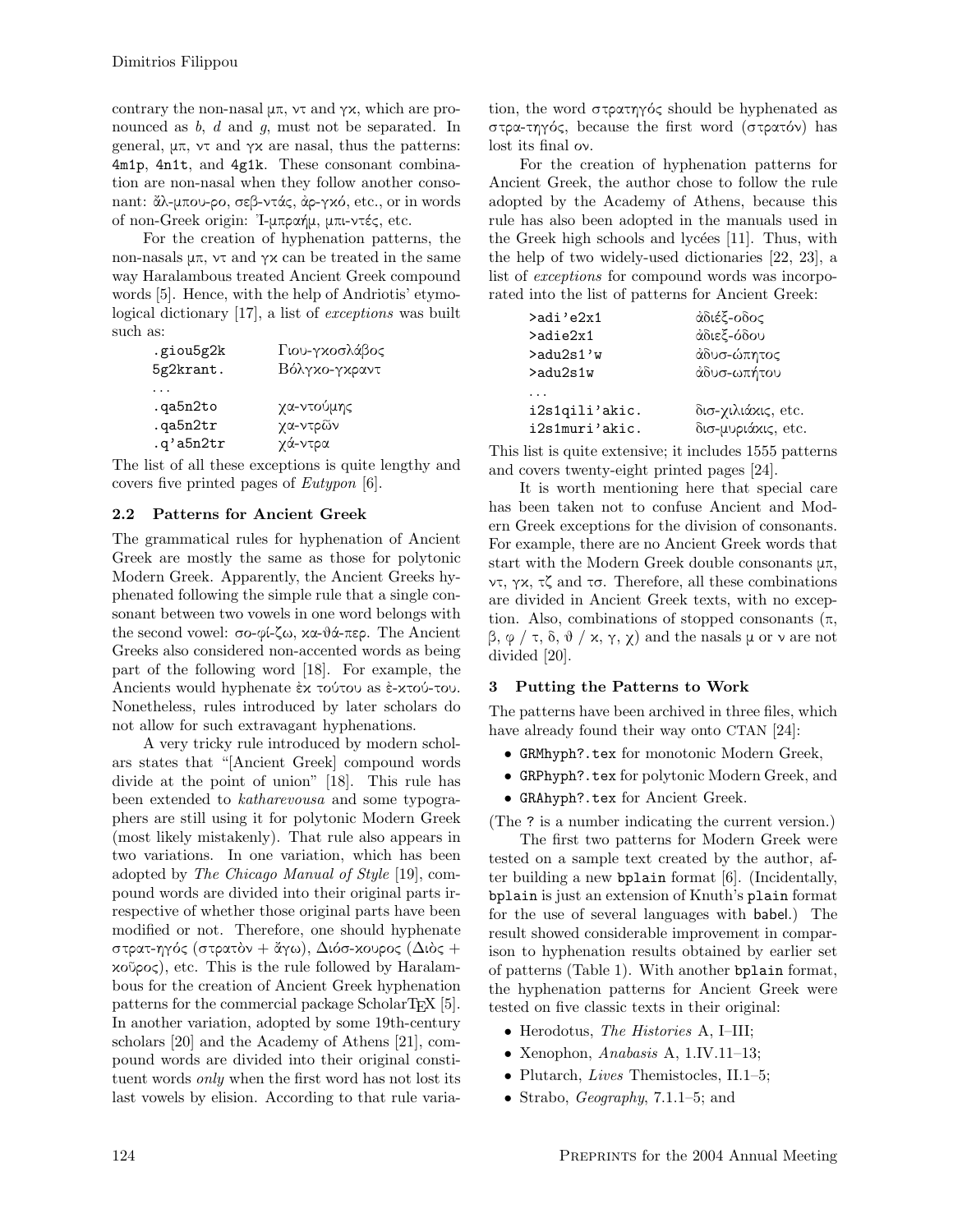contrary the non-nasal μπ, ντ and γκ, which are pronounced as *b*, *d* and *g*, must not be separated. In general, μπ, ντ and γκ are nasal, thus the patterns: `4m1p`, `4n1t`, and `4g1k`. These consonant combination are non-nasal when they follow another consonant: ἄλ-μπου-ρο, σεβ-ντάς, ἀρ-γκό, etc., or in words of non-Greek origin: Ἰ-μπραήμ, μπι-ντές, etc.

For the creation of hyphenation patterns, the non-nasals μπ, ντ and γκ can be treated in the same way Haralambous treated Ancient Greek compound words [5]. Hence, with the help of Andriotis' etymological dictionary [17], a list of *exceptions* was built such as:

| | |
|---|---|
| `.giou5g2k` | Γιου-γκοσλάβος |
| `5g2krant.` | Βόλγκο-γκραντ |
| ... | |
| `.qa5n2to` | χα-ντούμης |
| `.qa5n2tr` | χα-ντρῶν |
| `.q'a5n2tr` | χά-ντρα |

The list of all these exceptions is quite lengthy and covers five printed pages of *Eutypon* [6].

### 2.2 Patterns for Ancient Greek

The grammatical rules for hyphenation of Ancient Greek are mostly the same as those for polytonic Modern Greek. Apparently, the Ancient Greeks hyphenated following the simple rule that a single consonant between two vowels in one word belongs with the second vowel: σο-φί-ζω, κα-θά-περ. The Ancient Greeks also considered non-accented words as being part of the following word [18]. For example, the Ancients would hyphenate ἐκ τούτου as ἐ-κτού-του. Nonetheless, rules introduced by later scholars do not allow for such extravagant hyphenations.

A very tricky rule introduced by modern scholars states that "[Ancient Greek] compound words divide at the point of union" [18]. This rule has been extended to *katharevousa* and some typographers are still using it for polytonic Modern Greek (most likely mistakenly). That rule also appears in two variations. In one variation, which has been adopted by *The Chicago Manual of Style* [19], compound words are divided into their original parts irrespective of whether those original parts have been modified or not. Therefore, one should hyphenate στρατ-ηγός (στρατὸν + ἄγω), Διόσ-κουρος (Διὸς + κοῦρος), etc. This is the rule followed by Haralambous for the creation of Ancient Greek hyphenation patterns for the commercial package ScholarTEX [5]. In another variation, adopted by some 19th-century scholars [20] and the Academy of Athens [21], compound words are divided into their original constituent words *only* when the first word has not lost its last vowels by elision. According to that rule variation, the word στρατηγός should be hyphenated as στρα-τηγός, because the first word (στρατόν) has lost its final ον.

For the creation of hyphenation patterns for Ancient Greek, the author chose to follow the rule adopted by the Academy of Athens, because this rule has also been adopted in the manuals used in the Greek high schools and lycées [11]. Thus, with the help of two widely-used dictionaries [22, 23], a list of *exceptions* for compound words was incorporated into the list of patterns for Ancient Greek:

| | |
|---|---|
| `>adi'e2x1` | ἀδιέξ-οδος |
| `>adie2x1` | ἀδιεξ-όδου |
| `>adu2s1'w` | ἀδυσ-ώπητος |
| `>adu2s1w` | ἀδυσ-ωπήτου |
| ... | |
| `i2s1qili'akic.` | δισ-χιλιάκις, etc. |
| `i2s1muri'akic.` | δισ-μυριάκις, etc. |

This list is quite extensive; it includes 1555 patterns and covers twenty-eight printed pages [24].

It is worth mentioning here that special care has been taken not to confuse Ancient and Modern Greek exceptions for the division of consonants. For example, there are no Ancient Greek words that start with the Modern Greek double consonants μπ, ντ, γκ, τζ and τσ. Therefore, all these combinations are divided in Ancient Greek texts, with no exception. Also, combinations of stopped consonants (π, β, φ / τ, δ, θ / κ, γ, χ) and the nasals μ or ν are not divided [20].

## 3 Putting the Patterns to Work

The patterns have been archived in three files, which have already found their way onto CTAN [24]:

- `GRMhyph?.tex` for monotonic Modern Greek,
- `GRPhyph?.tex` for polytonic Modern Greek, and
- `GRAhyph?.tex` for Ancient Greek.

(The `?` is a number indicating the current version.)

The first two patterns for Modern Greek were tested on a sample text created by the author, after building a new `bplain` format [6]. (Incidentally, `bplain` is just an extension of Knuth's `plain` format for the use of several languages with `babel`.) The result showed considerable improvement in comparison to hyphenation results obtained by earlier set of patterns (Table 1). With another `bplain` format, the hyphenation patterns for Ancient Greek were tested on five classic texts in their original:

- Herodotus, *The Histories* A, I–III;
- Xenophon, *Anabasis* A, 1.IV.11–13;
- Plutarch, *Lives* Themistocles, II.1–5;
- Strabo, *Geography*, 7.1.1–5; and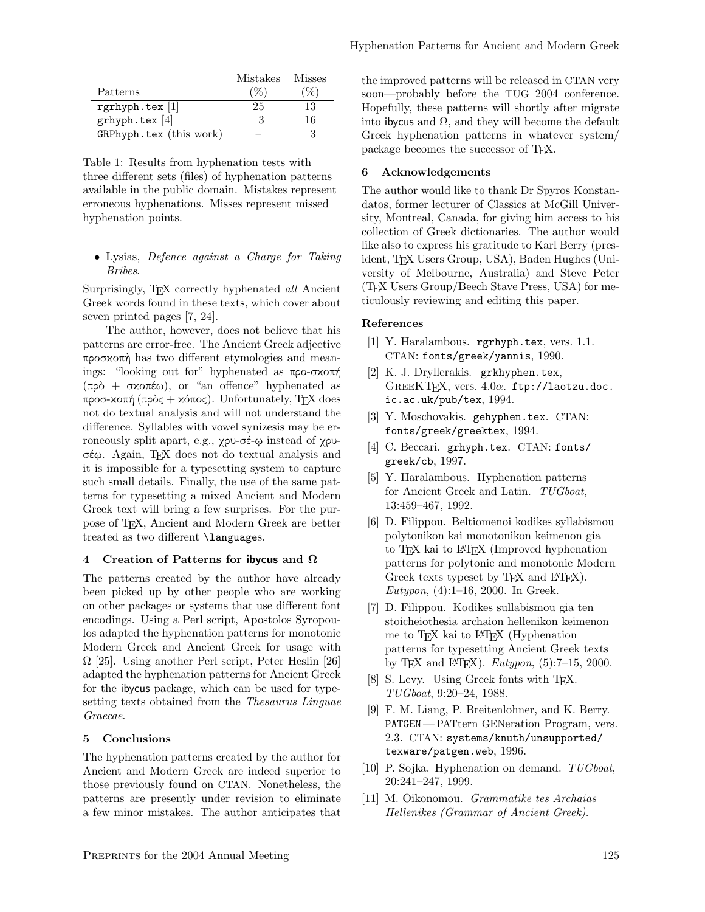| Patterns | Mistakes (%) | Misses (%) |
|---|---|---|
| `rgrhyph.tex` [1] | 25 | 13 |
| `grhyph.tex` [4] | 3 | 16 |
| `GRPhyph.tex` (this work) | – | 3 |

Table 1: Results from hyphenation tests with three different sets (files) of hyphenation patterns available in the public domain. Mistakes represent erroneous hyphenations. Misses represent missed hyphenation points.

- Lysias, *Defence against a Charge for Taking Bribes*.

Surprisingly, TEX correctly hyphenated *all* Ancient Greek words found in these texts, which cover about seven printed pages [7, 24].

The author, however, does not believe that his patterns are error-free. The Ancient Greek adjective προσκοπὴ has two different etymologies and meanings: "looking out for" hyphenated as προ-σκοπή (πρὸ + σκοπέω), or "an offence" hyphenated as προσ-κοπή (πρὸς + κόπος). Unfortunately, TEX does not do textual analysis and will not understand the difference. Syllables with vowel synizesis may be erroneously split apart, e.g., χρυ-σέ-ῳ instead of χρυ-σέῳ. Again, TEX does not do textual analysis and it is impossible for a typesetting system to capture such small details. Finally, the use of the same patterns for typesetting a mixed Ancient and Modern Greek text will bring a few surprises. For the purpose of TEX, Ancient and Modern Greek are better treated as two different `\language`s.

## 4 Creation of Patterns for ibycus and Ω

The patterns created by the author have already been picked up by other people who are working on other packages or systems that use different font encodings. Using a Perl script, Apostolos Syropoulos adapted the hyphenation patterns for monotonic Modern Greek and Ancient Greek for usage with Ω [25]. Using another Perl script, Peter Heslin [26] adapted the hyphenation patterns for Ancient Greek for the ibycus package, which can be used for typesetting texts obtained from the *Thesaurus Linguae Graecae*.

## 5 Conclusions

The hyphenation patterns created by the author for Ancient and Modern Greek are indeed superior to those previously found on CTAN. Nonetheless, the patterns are presently under revision to eliminate a few minor mistakes. The author anticipates that the improved patterns will be released in CTAN very soon—probably before the TUG 2004 conference. Hopefully, these patterns will shortly after migrate into ibycus and Ω, and they will become the default Greek hyphenation patterns in whatever system/package becomes the successor of TEX.

## 6 Acknowledgements

The author would like to thank Dr Spyros Konstandatos, former lecturer of Classics at McGill University, Montreal, Canada, for giving him access to his collection of Greek dictionaries. The author would like also to express his gratitude to Karl Berry (president, TEX Users Group, USA), Baden Hughes (University of Melbourne, Australia) and Steve Peter (TEX Users Group/Beech Stave Press, USA) for meticulously reviewing and editing this paper.

### References

[1] Y. Haralambous. `rgrhyph.tex`, vers. 1.1. CTAN: `fonts/greek/yannis`, 1990.

[2] K. J. Dryllerakis. `grkhyphen.tex`, GreekTEX, vers. 4.0α. `ftp://laotzu.doc.ic.ac.uk/pub/tex`, 1994.

[3] Y. Moschovakis. `gehyphen.tex`. CTAN: `fonts/greek/greektex`, 1994.

[4] C. Beccari. `grhyph.tex`. CTAN: `fonts/greek/cb`, 1997.

[5] Y. Haralambous. Hyphenation patterns for Ancient Greek and Latin. *TUGboat*, 13:459–467, 1992.

[6] D. Filippou. Beltiomenoi kodikes syllabismou polytonikon kai monotonikon keimenon gia to TEX kai to LATEX (Improved hyphenation patterns for polytonic and monotonic Modern Greek texts typeset by TEX and LATEX). *Eutypon*, (4):1–16, 2000. In Greek.

[7] D. Filippou. Kodikes sullabismou gia ten stoicheiothesia archaion hellenikon keimenon me to TEX kai to LATEX (Hyphenation patterns for typesetting Ancient Greek texts by TEX and LATEX). *Eutypon*, (5):7–15, 2000.

[8] S. Levy. Using Greek fonts with TEX. *TUGboat*, 9:20–24, 1988.

[9] F. M. Liang, P. Breitenlohner, and K. Berry. PATGEN — PATtern GENeration Program, vers. 2.3. CTAN: `systems/knuth/unsupported/texware/patgen.web`, 1996.

[10] P. Sojka. Hyphenation on demand. *TUGboat*, 20:241–247, 1999.

[11] M. Oikonomou. *Grammatike tes Archaias Hellenikes (Grammar of Ancient Greek).*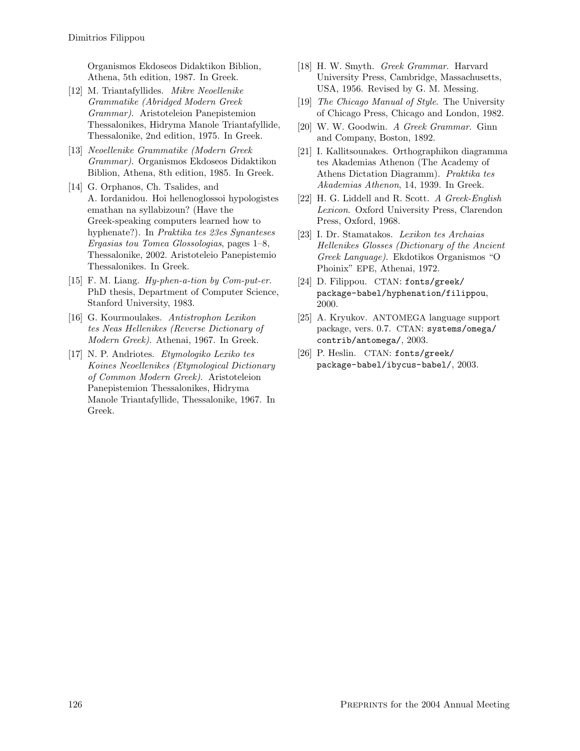Organismos Ekdoseos Didaktikon Biblion, Athena, 5th edition, 1987. In Greek.

[12] M. Triantafyllides. *Mikre Neoellenike Grammatike (Abridged Modern Greek Grammar)*. Aristoteleion Panepistemion Thessalonikes, Hidryma Manole Triantafyllide, Thessalonike, 2nd edition, 1975. In Greek.

[13] *Neoellenike Grammatike (Modern Greek Grammar)*. Organismos Ekdoseos Didaktikon Biblion, Athena, 8th edition, 1985. In Greek.

[14] G. Orphanos, Ch. Tsalides, and A. Iordanidou. Hoi hellenoglossoi hypologistes emathan na syllabizoun? (Have the Greek-speaking computers learned how to hyphenate?). In *Praktika tes 23es Synanteses Ergasias tou Tomea Glossologias*, pages 1–8, Thessalonike, 2002. Aristoteleio Panepistemio Thessalonikes. In Greek.

[15] F. M. Liang. *Hy-phen-a-tion by Com-put-er*. PhD thesis, Department of Computer Science, Stanford University, 1983.

[16] G. Kourmoulakes. *Antistrophon Lexikon tes Neas Hellenikes (Reverse Dictionary of Modern Greek)*. Athenai, 1967. In Greek.

[17] N. P. Andriotes. *Etymologiko Lexiko tes Koines Neoellenikes (Etymological Dictionary of Common Modern Greek)*. Aristoteleion Panepistemion Thessalonikes, Hidryma Manole Triantafyllide, Thessalonike, 1967. In Greek.

[18] H. W. Smyth. *Greek Grammar*. Harvard University Press, Cambridge, Massachusetts, USA, 1956. Revised by G. M. Messing.

[19] *The Chicago Manual of Style*. The University of Chicago Press, Chicago and London, 1982.

[20] W. W. Goodwin. *A Greek Grammar*. Ginn and Company, Boston, 1892.

[21] I. Kallitsounakes. Orthographikon diagramma tes Akademias Athenon (The Academy of Athens Dictation Diagramm). *Praktika tes Akademias Athenon*, 14, 1939. In Greek.

[22] H. G. Liddell and R. Scott. *A Greek-English Lexicon*. Oxford University Press, Clarendon Press, Oxford, 1968.

[23] I. Dr. Stamatakos. *Lexikon tes Archaias Hellenikes Glosses (Dictionary of the Ancient Greek Language)*. Ekdotikos Organismos "O Phoinix" EPE, Athenai, 1972.

[24] D. Filippou. CTAN: `fonts/greek/package-babel/hyphenation/filippou`, 2000.

[25] A. Kryukov. ANTOMEGA language support package, vers. 0.7. CTAN: `systems/omega/contrib/antomega/`, 2003.

[26] P. Heslin. CTAN: `fonts/greek/package-babel/ibycus-babel/`, 2003.